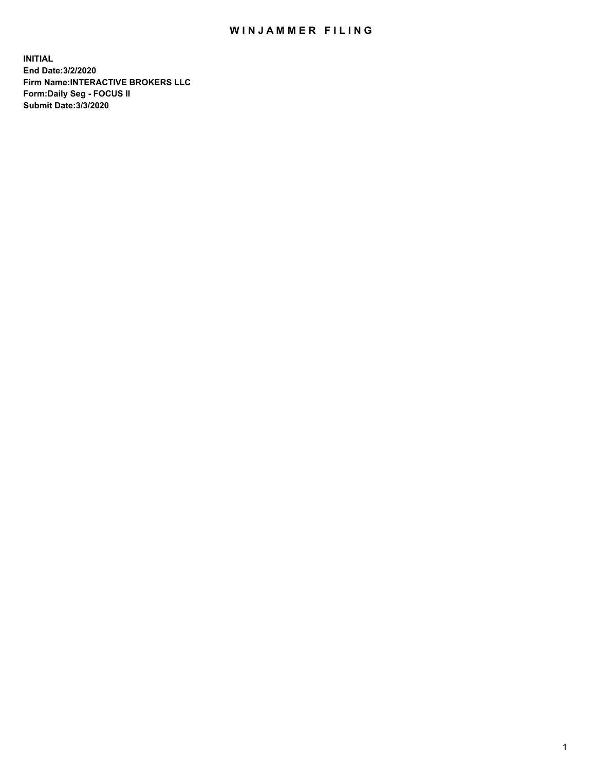# WINJAMMER FILING

**INITIAL**
**End Date:3/2/2020**
**Firm Name:INTERACTIVE BROKERS LLC**
**Form:Daily Seg - FOCUS II**
**Submit Date:3/3/2020**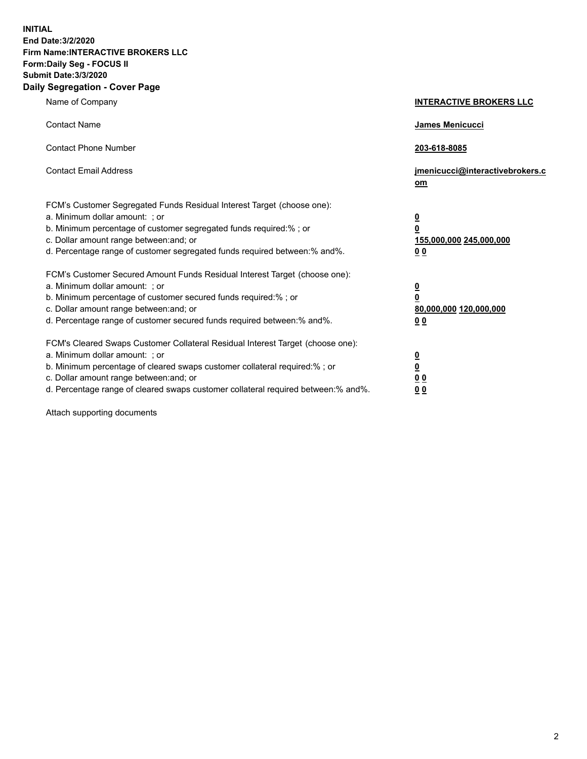**INITIAL**
**End Date:3/2/2020**
**Firm Name:INTERACTIVE BROKERS LLC**
**Form:Daily Seg - FOCUS II**
**Submit Date:3/3/2020**

## Daily Segregation - Cover Page

| | |
|---|---|
| Name of Company | **INTERACTIVE BROKERS LLC** |
| Contact Name | **James Menicucci** |
| Contact Phone Number | **203-618-8085** |
| Contact Email Address | **jmenicucci@interactivebrokers.com** |

FCM's Customer Segregated Funds Residual Interest Target (choose one):

| | |
|---|---|
| a. Minimum dollar amount: ; or | **0** |
| b. Minimum percentage of customer segregated funds required:% ; or | **0** |
| c. Dollar amount range between:and; or | **155,000,000** **245,000,000** |
| d. Percentage range of customer segregated funds required between:% and%. | **0** **0** |

FCM's Customer Secured Amount Funds Residual Interest Target (choose one):

| | |
|---|---|
| a. Minimum dollar amount: ; or | **0** |
| b. Minimum percentage of customer secured funds required:% ; or | **0** |
| c. Dollar amount range between:and; or | **80,000,000** **120,000,000** |
| d. Percentage range of customer secured funds required between:% and%. | **0** **0** |

FCM's Cleared Swaps Customer Collateral Residual Interest Target (choose one):

| | |
|---|---|
| a. Minimum dollar amount: ; or | **0** |
| b. Minimum percentage of cleared swaps customer collateral required:% ; or | **0** |
| c. Dollar amount range between:and; or | **0** **0** |
| d. Percentage range of cleared swaps customer collateral required between:% and%. | **0** **0** |

Attach supporting documents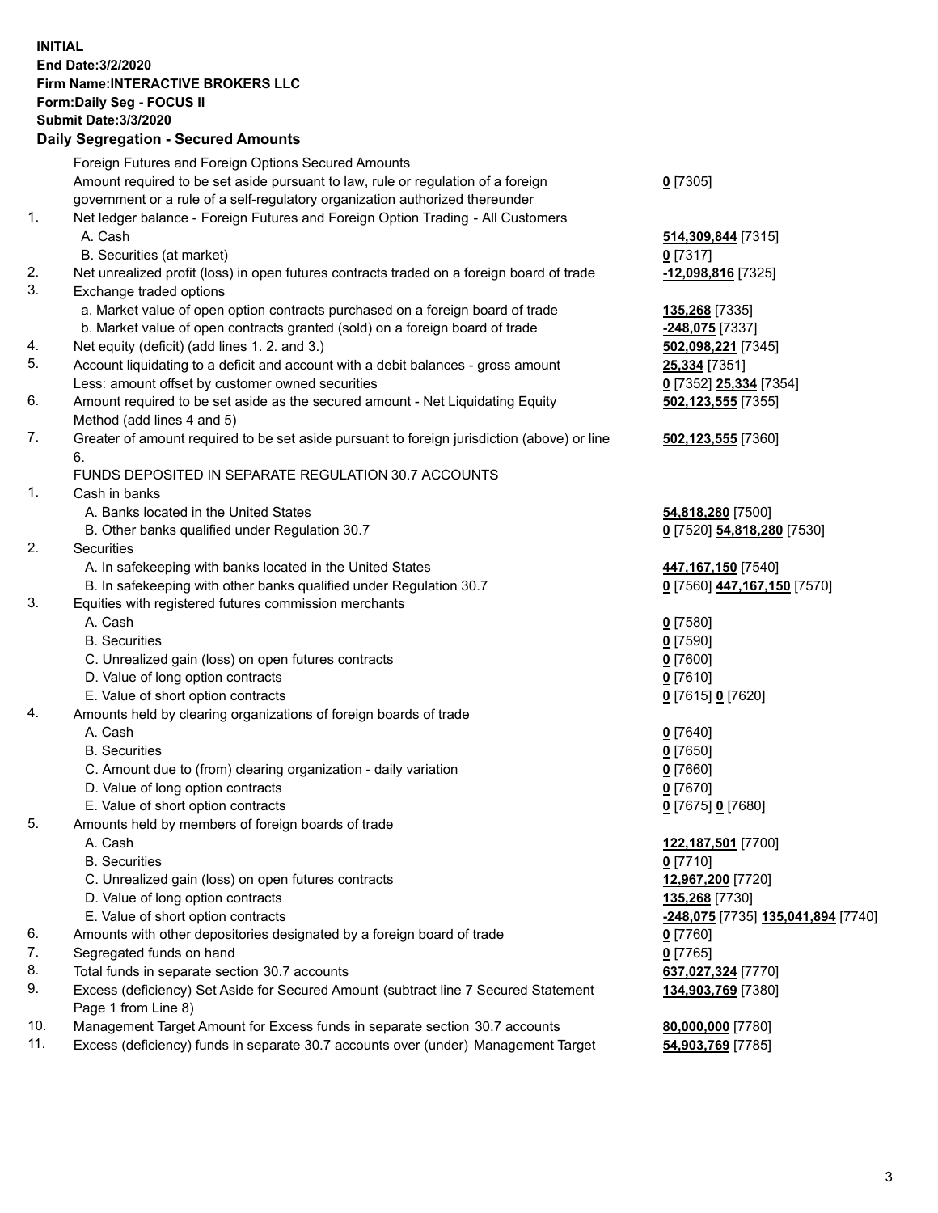**INITIAL**
**End Date:3/2/2020**
**Firm Name:INTERACTIVE BROKERS LLC**
**Form:Daily Seg - FOCUS II**
**Submit Date:3/3/2020**

**Daily Segregation - Secured Amounts**

| | | |
|---|---|---|
| | Foreign Futures and Foreign Options Secured Amounts | |
| | Amount required to be set aside pursuant to law, rule or regulation of a foreign government or a rule of a self-regulatory organization authorized thereunder | 0 [7305] |
| 1. | Net ledger balance - Foreign Futures and Foreign Option Trading - All Customers | |
| | A. Cash | 514,309,844 [7315] |
| | B. Securities (at market) | 0 [7317] |
| 2. | Net unrealized profit (loss) in open futures contracts traded on a foreign board of trade | -12,098,816 [7325] |
| 3. | Exchange traded options | |
| | a. Market value of open option contracts purchased on a foreign board of trade | 135,268 [7335] |
| | b. Market value of open contracts granted (sold) on a foreign board of trade | -248,075 [7337] |
| 4. | Net equity (deficit) (add lines 1. 2. and 3.) | 502,098,221 [7345] |
| 5. | Account liquidating to a deficit and account with a debit balances - gross amount | 25,334 [7351] |
| | Less: amount offset by customer owned securities | 0 [7352] 25,334 [7354] |
| 6. | Amount required to be set aside as the secured amount - Net Liquidating Equity Method (add lines 4 and 5) | 502,123,555 [7355] |
| 7. | Greater of amount required to be set aside pursuant to foreign jurisdiction (above) or line 6. | 502,123,555 [7360] |
| | FUNDS DEPOSITED IN SEPARATE REGULATION 30.7 ACCOUNTS | |
| 1. | Cash in banks | |
| | A. Banks located in the United States | 54,818,280 [7500] |
| | B. Other banks qualified under Regulation 30.7 | 0 [7520] 54,818,280 [7530] |
| 2. | Securities | |
| | A. In safekeeping with banks located in the United States | 447,167,150 [7540] |
| | B. In safekeeping with other banks qualified under Regulation 30.7 | 0 [7560] 447,167,150 [7570] |
| 3. | Equities with registered futures commission merchants | |
| | A. Cash | 0 [7580] |
| | B. Securities | 0 [7590] |
| | C. Unrealized gain (loss) on open futures contracts | 0 [7600] |
| | D. Value of long option contracts | 0 [7610] |
| | E. Value of short option contracts | 0 [7615] 0 [7620] |
| 4. | Amounts held by clearing organizations of foreign boards of trade | |
| | A. Cash | 0 [7640] |
| | B. Securities | 0 [7650] |
| | C. Amount due to (from) clearing organization - daily variation | 0 [7660] |
| | D. Value of long option contracts | 0 [7670] |
| | E. Value of short option contracts | 0 [7675] 0 [7680] |
| 5. | Amounts held by members of foreign boards of trade | |
| | A. Cash | 122,187,501 [7700] |
| | B. Securities | 0 [7710] |
| | C. Unrealized gain (loss) on open futures contracts | 12,967,200 [7720] |
| | D. Value of long option contracts | 135,268 [7730] |
| | E. Value of short option contracts | -248,075 [7735] 135,041,894 [7740] |
| 6. | Amounts with other depositories designated by a foreign board of trade | 0 [7760] |
| 7. | Segregated funds on hand | 0 [7765] |
| 8. | Total funds in separate section 30.7 accounts | 637,027,324 [7770] |
| 9. | Excess (deficiency) Set Aside for Secured Amount (subtract line 7 Secured Statement Page 1 from Line 8) | 134,903,769 [7380] |
| 10. | Management Target Amount for Excess funds in separate section 30.7 accounts | 80,000,000 [7780] |
| 11. | Excess (deficiency) funds in separate 30.7 accounts over (under) Management Target | 54,903,769 [7785] |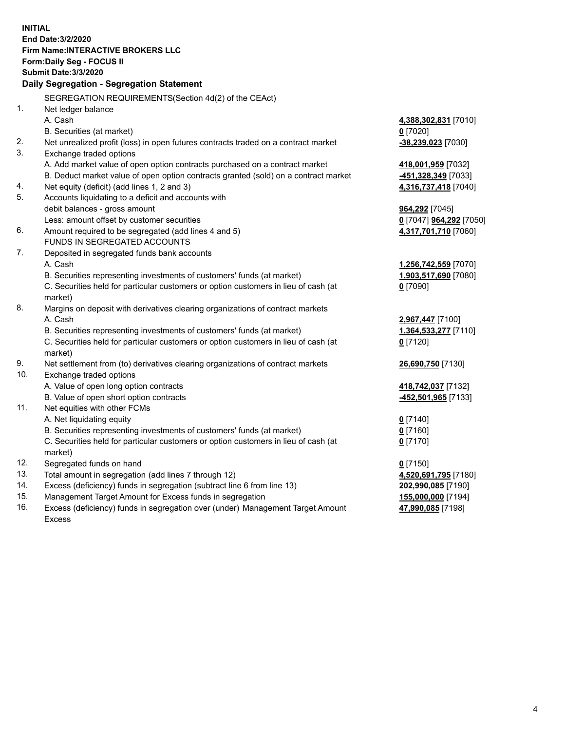**INITIAL**
**End Date:3/2/2020**
**Firm Name:INTERACTIVE BROKERS LLC**
**Form:Daily Seg - FOCUS II**
**Submit Date:3/3/2020**

**Daily Segregation - Segregation Statement**

| | SEGREGATION REQUIREMENTS(Section 4d(2) of the CEAct) | |
|---|---|---|
| 1. | Net ledger balance | |
| | A. Cash | **4,388,302,831** [7010] |
| | B. Securities (at market) | **0** [7020] |
| 2. | Net unrealized profit (loss) in open futures contracts traded on a contract market | **-38,239,023** [7030] |
| 3. | Exchange traded options | |
| | A. Add market value of open option contracts purchased on a contract market | **418,001,959** [7032] |
| | B. Deduct market value of open option contracts granted (sold) on a contract market | **-451,328,349** [7033] |
| 4. | Net equity (deficit) (add lines 1, 2 and 3) | **4,316,737,418** [7040] |
| 5. | Accounts liquidating to a deficit and accounts with | |
| | debit balances - gross amount | **964,292** [7045] |
| | Less: amount offset by customer securities | **0** [7047] **964,292** [7050] |
| 6. | Amount required to be segregated (add lines 4 and 5) | **4,317,701,710** [7060] |
| | FUNDS IN SEGREGATED ACCOUNTS | |
| 7. | Deposited in segregated funds bank accounts | |
| | A. Cash | **1,256,742,559** [7070] |
| | B. Securities representing investments of customers' funds (at market) | **1,903,517,690** [7080] |
| | C. Securities held for particular customers or option customers in lieu of cash (at market) | **0** [7090] |
| 8. | Margins on deposit with derivatives clearing organizations of contract markets | |
| | A. Cash | **2,967,447** [7100] |
| | B. Securities representing investments of customers' funds (at market) | **1,364,533,277** [7110] |
| | C. Securities held for particular customers or option customers in lieu of cash (at market) | **0** [7120] |
| 9. | Net settlement from (to) derivatives clearing organizations of contract markets | **26,690,750** [7130] |
| 10. | Exchange traded options | |
| | A. Value of open long option contracts | **418,742,037** [7132] |
| | B. Value of open short option contracts | **-452,501,965** [7133] |
| 11. | Net equities with other FCMs | |
| | A. Net liquidating equity | **0** [7140] |
| | B. Securities representing investments of customers' funds (at market) | **0** [7160] |
| | C. Securities held for particular customers or option customers in lieu of cash (at market) | **0** [7170] |
| 12. | Segregated funds on hand | **0** [7150] |
| 13. | Total amount in segregation (add lines 7 through 12) | **4,520,691,795** [7180] |
| 14. | Excess (deficiency) funds in segregation (subtract line 6 from line 13) | **202,990,085** [7190] |
| 15. | Management Target Amount for Excess funds in segregation | **155,000,000** [7194] |
| 16. | Excess (deficiency) funds in segregation over (under) Management Target Amount Excess | **47,990,085** [7198] |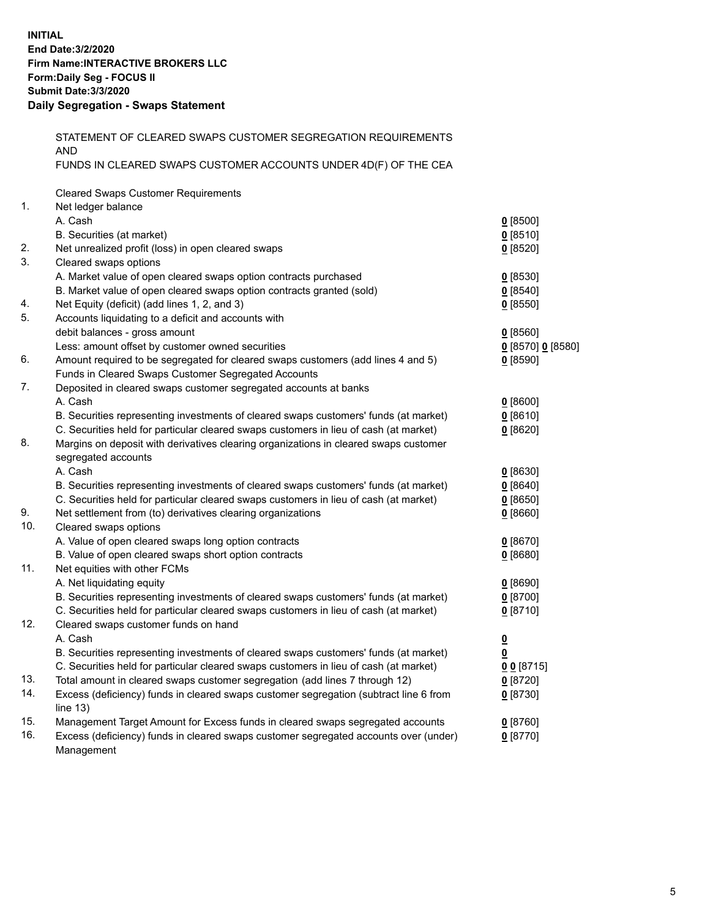**INITIAL**
**End Date:3/2/2020**
**Firm Name:INTERACTIVE BROKERS LLC**
**Form:Daily Seg - FOCUS II**
**Submit Date:3/3/2020**
**Daily Segregation - Swaps Statement**

STATEMENT OF CLEARED SWAPS CUSTOMER SEGREGATION REQUIREMENTS AND FUNDS IN CLEARED SWAPS CUSTOMER ACCOUNTS UNDER 4D(F) OF THE CEA

| | | |
|---|---|---|
| | Cleared Swaps Customer Requirements | |
| 1. | Net ledger balance | |
| | A. Cash | 0 [8500] |
| | B. Securities (at market) | 0 [8510] |
| 2. | Net unrealized profit (loss) in open cleared swaps | 0 [8520] |
| 3. | Cleared swaps options | |
| | A. Market value of open cleared swaps option contracts purchased | 0 [8530] |
| | B. Market value of open cleared swaps option contracts granted (sold) | 0 [8540] |
| 4. | Net Equity (deficit) (add lines 1, 2, and 3) | 0 [8550] |
| 5. | Accounts liquidating to a deficit and accounts with debit balances - gross amount | 0 [8560] |
| | Less: amount offset by customer owned securities | 0 [8570] 0 [8580] |
| 6. | Amount required to be segregated for cleared swaps customers (add lines 4 and 5) | 0 [8590] |
| | Funds in Cleared Swaps Customer Segregated Accounts | |
| 7. | Deposited in cleared swaps customer segregated accounts at banks | |
| | A. Cash | 0 [8600] |
| | B. Securities representing investments of cleared swaps customers' funds (at market) | 0 [8610] |
| | C. Securities held for particular cleared swaps customers in lieu of cash (at market) | 0 [8620] |
| 8. | Margins on deposit with derivatives clearing organizations in cleared swaps customer segregated accounts | |
| | A. Cash | 0 [8630] |
| | B. Securities representing investments of cleared swaps customers' funds (at market) | 0 [8640] |
| | C. Securities held for particular cleared swaps customers in lieu of cash (at market) | 0 [8650] |
| 9. | Net settlement from (to) derivatives clearing organizations | 0 [8660] |
| 10. | Cleared swaps options | |
| | A. Value of open cleared swaps long option contracts | 0 [8670] |
| | B. Value of open cleared swaps short option contracts | 0 [8680] |
| 11. | Net equities with other FCMs | |
| | A. Net liquidating equity | 0 [8690] |
| | B. Securities representing investments of cleared swaps customers' funds (at market) | 0 [8700] |
| | C. Securities held for particular cleared swaps customers in lieu of cash (at market) | 0 [8710] |
| 12. | Cleared swaps customer funds on hand | |
| | A. Cash | 0 |
| | B. Securities representing investments of cleared swaps customers' funds (at market) | 0 |
| | C. Securities held for particular cleared swaps customers in lieu of cash (at market) | 0 0 [8715] |
| 13. | Total amount in cleared swaps customer segregation (add lines 7 through 12) | 0 [8720] |
| 14. | Excess (deficiency) funds in cleared swaps customer segregation (subtract line 6 from line 13) | 0 [8730] |
| 15. | Management Target Amount for Excess funds in cleared swaps segregated accounts | 0 [8760] |
| 16. | Excess (deficiency) funds in cleared swaps customer segregated accounts over (under) Management | 0 [8770] |